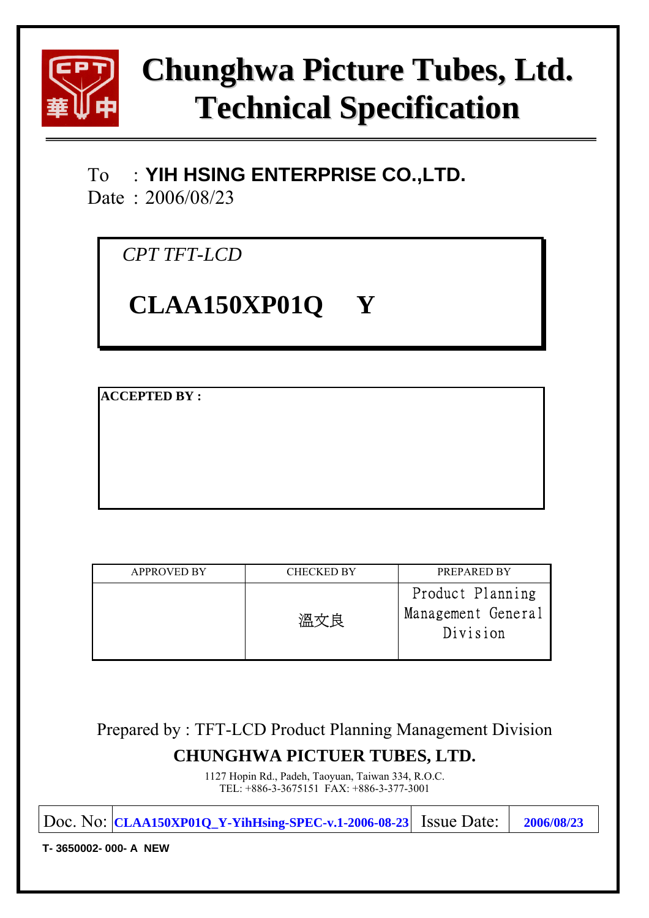# Chunghwa Picture Tubes, Ltd.
# Technical Specification

To ：**YIH HSING ENTERPRISE CO.,LTD.**
Date：2006/08/23

*CPT TFT-LCD*

## CLAA150XP01Q　Y

**ACCEPTED BY :**

| APPROVED BY | CHECKED BY | PREPARED BY |
|---|---|---|
| | 溫文良 | Product Planning Management General Division |

Prepared by : TFT-LCD Product Planning Management Division

**CHUNGHWA PICTUER TUBES, LTD.**

1127 Hopin Rd., Padeh, Taoyuan, Taiwan 334, R.O.C.
TEL: +886-3-3675151 FAX: +886-3-377-3001

| Doc. No: | CLAA150XP01Q_Y-YihHsing-SPEC-v.1-2006-08-23 | Issue Date: | 2006/08/23 |
|---|---|---|---|

**T- 3650002- 000- A NEW**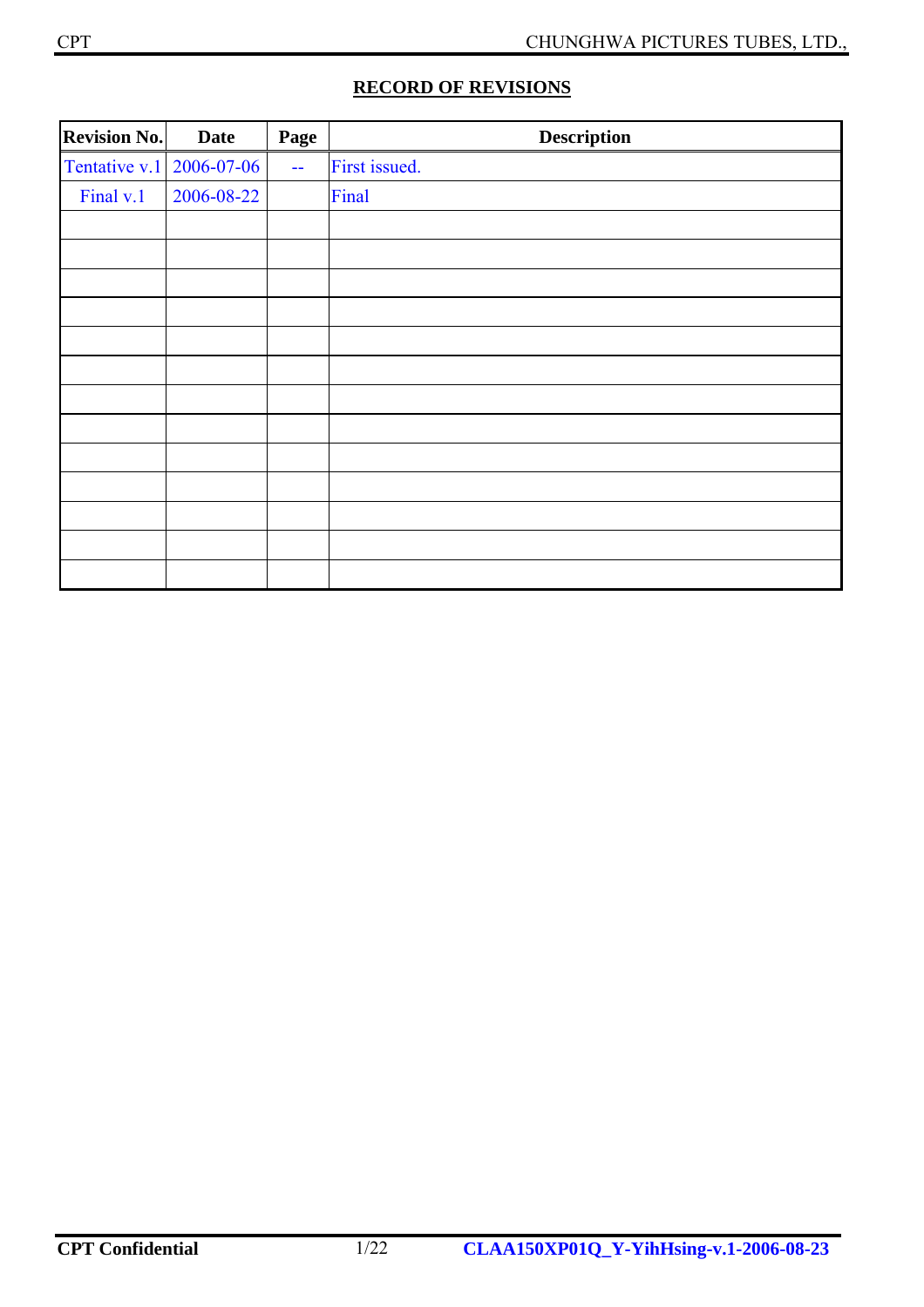## RECORD OF REVISIONS

| Revision No. | Date | Page | Description |
|---|---|---|---|
| Tentative v.1 | 2006-07-06 | -- | First issued. |
| Final v.1 | 2006-08-22 | | Final |
| | | | |
| | | | |
| | | | |
| | | | |
| | | | |
| | | | |
| | | | |
| | | | |
| | | | |
| | | | |
| | | | |
| | | | |
| | | | |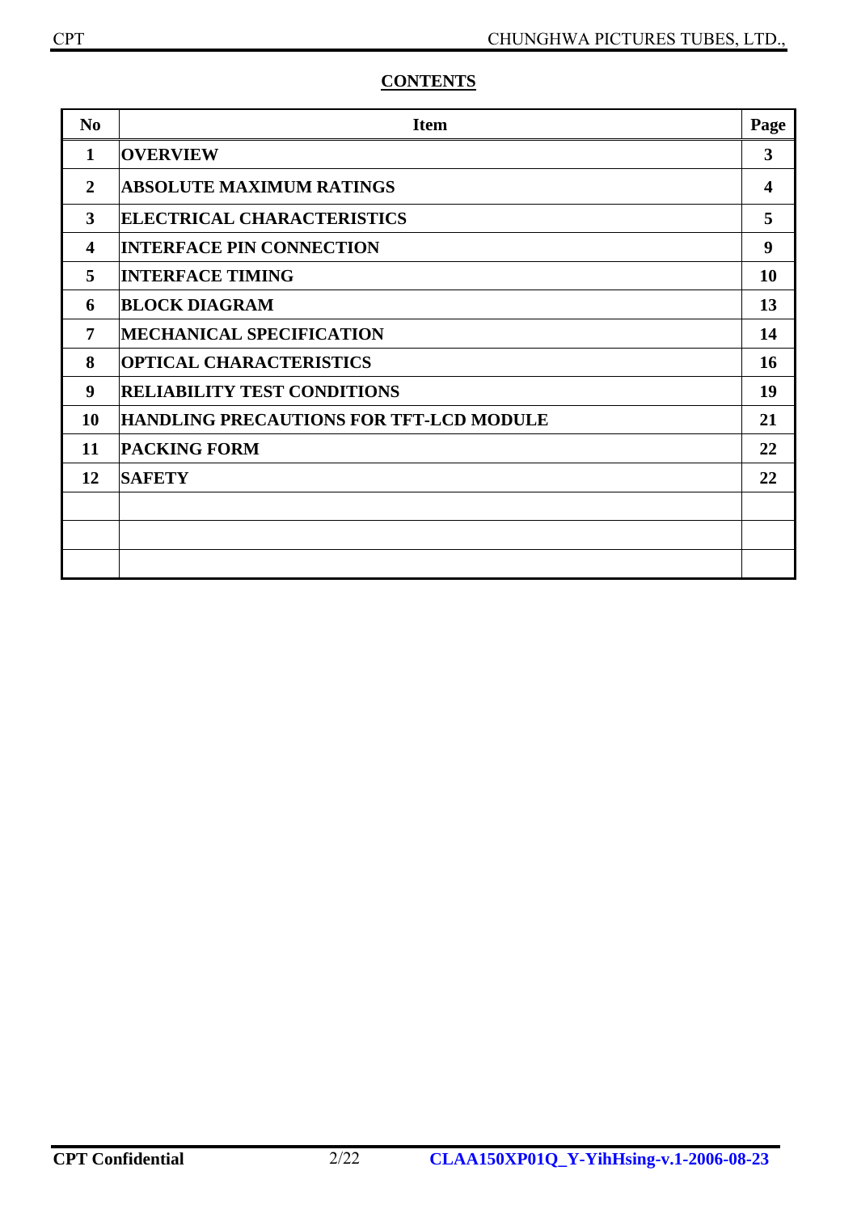## CONTENTS

| No | Item | Page |
|---|---|---|
| 1 | OVERVIEW | 3 |
| 2 | ABSOLUTE MAXIMUM RATINGS | 4 |
| 3 | ELECTRICAL CHARACTERISTICS | 5 |
| 4 | INTERFACE PIN CONNECTION | 9 |
| 5 | INTERFACE TIMING | 10 |
| 6 | BLOCK DIAGRAM | 13 |
| 7 | MECHANICAL SPECIFICATION | 14 |
| 8 | OPTICAL CHARACTERISTICS | 16 |
| 9 | RELIABILITY TEST CONDITIONS | 19 |
| 10 | HANDLING PRECAUTIONS FOR TFT-LCD MODULE | 21 |
| 11 | PACKING FORM | 22 |
| 12 | SAFETY | 22 |
| | | |
| | | |
| | | |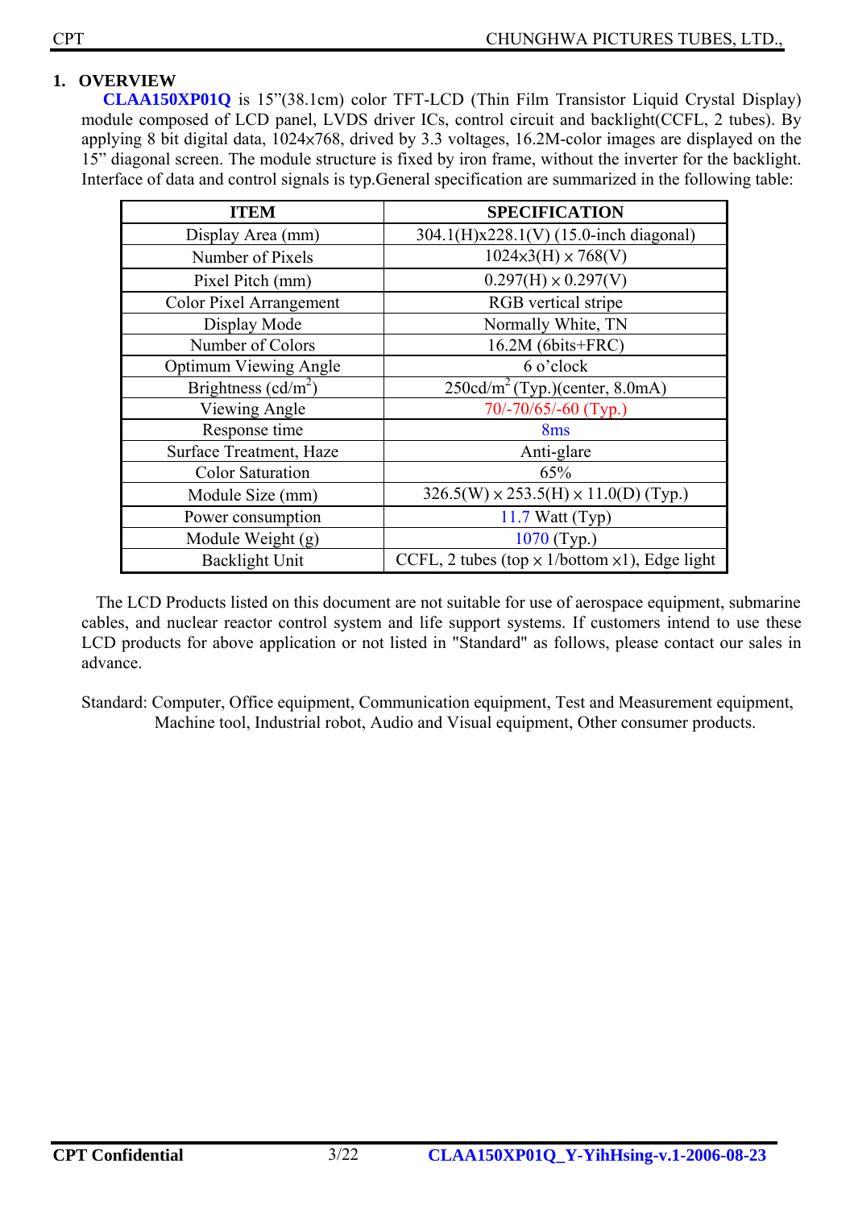## 1. OVERVIEW

**CLAA150XP01Q** is 15"(38.1cm) color TFT-LCD (Thin Film Transistor Liquid Crystal Display) module composed of LCD panel, LVDS driver ICs, control circuit and backlight(CCFL, 2 tubes). By applying 8 bit digital data, 1024×768, drived by 3.3 voltages, 16.2M-color images are displayed on the 15" diagonal screen. The module structure is fixed by iron frame, without the inverter for the backlight. Interface of data and control signals is typ.General specification are summarized in the following table:

| ITEM | SPECIFICATION |
|---|---|
| Display Area (mm) | 304.1(H)x228.1(V) (15.0-inch diagonal) |
| Number of Pixels | 1024×3(H) × 768(V) |
| Pixel Pitch (mm) | 0.297(H) × 0.297(V) |
| Color Pixel Arrangement | RGB vertical stripe |
| Display Mode | Normally White, TN |
| Number of Colors | 16.2M (6bits+FRC) |
| Optimum Viewing Angle | 6 o'clock |
| Brightness ($cd/m^2$) | 250$cd/m^2$ (Typ.)(center, 8.0mA) |
| Viewing Angle | 70/-70/65/-60 (Typ.) |
| Response time | 8ms |
| Surface Treatment, Haze | Anti-glare |
| Color Saturation | 65% |
| Module Size (mm) | 326.5(W) × 253.5(H) × 11.0(D) (Typ.) |
| Power consumption | 11.7 Watt (Typ) |
| Module Weight (g) | 1070 (Typ.) |
| Backlight Unit | CCFL, 2 tubes (top × 1/bottom ×1), Edge light |

The LCD Products listed on this document are not suitable for use of aerospace equipment, submarine cables, and nuclear reactor control system and life support systems. If customers intend to use these LCD products for above application or not listed in "Standard" as follows, please contact our sales in advance.

Standard: Computer, Office equipment, Communication equipment, Test and Measurement equipment, Machine tool, Industrial robot, Audio and Visual equipment, Other consumer products.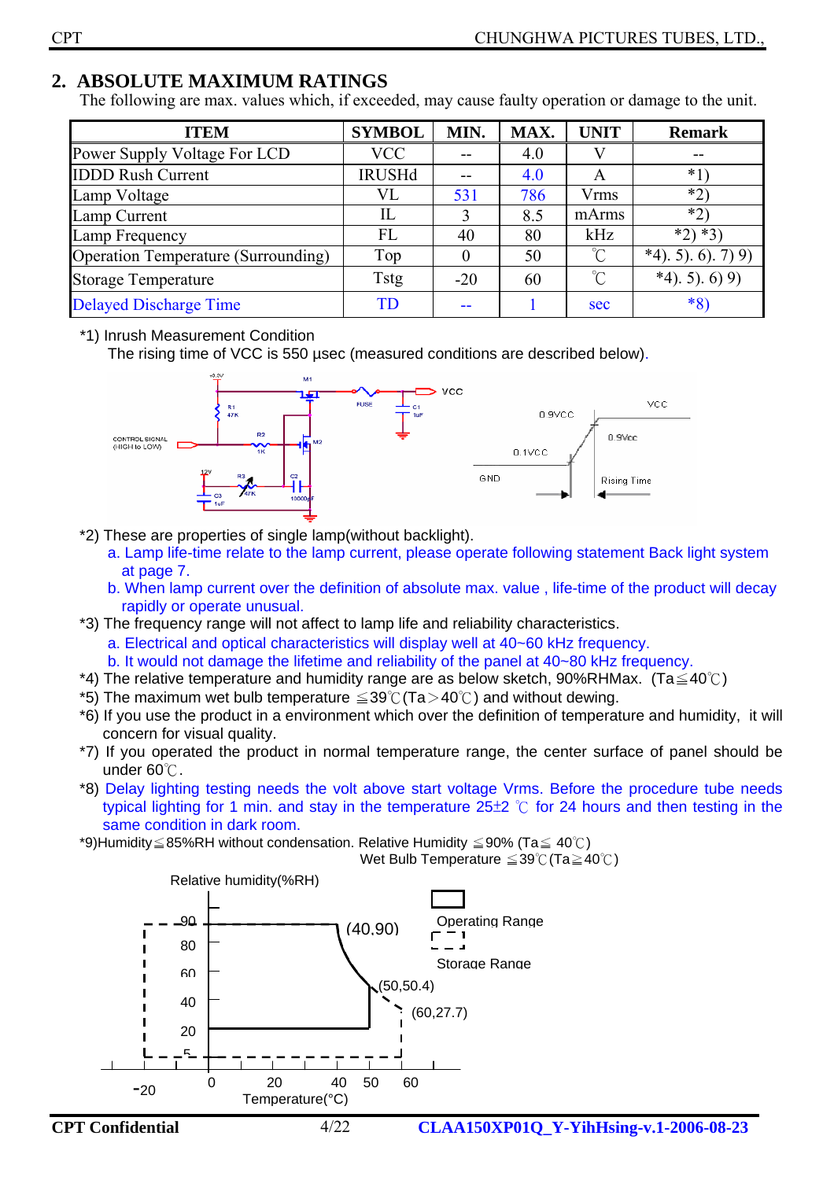## 2. ABSOLUTE MAXIMUM RATINGS

The following are max. values which, if exceeded, may cause faulty operation or damage to the unit.

| ITEM | SYMBOL | MIN. | MAX. | UNIT | Remark |
|---|---|---|---|---|---|
| Power Supply Voltage For LCD | VCC | -- | 4.0 | V | -- |
| IDDD Rush Current | IRUSHd | -- | 4.0 | A | *1) |
| Lamp Voltage | VL | 531 | 786 | Vrms | *2) |
| Lamp Current | IL | 3 | 8.5 | mArms | *2) |
| Lamp Frequency | FL | 40 | 80 | kHz | *2) *3) |
| Operation Temperature (Surrounding) | Top | 0 | 50 | ℃ | *4). 5). 6). 7) 9) |
| Storage Temperature | Tstg | -20 | 60 | ℃ | *4). 5). 6) 9) |
| Delayed Discharge Time | TD | -- | 1 | sec | *8) |

*1) Inrush Measurement Condition

The rising time of VCC is 550 µsec (measured conditions are described below).

*2) These are properties of single lamp(without backlight).

a. Lamp life-time relate to the lamp current, please operate following statement Back light system at page 7.

b. When lamp current over the definition of absolute max. value , life-time of the product will decay rapidly or operate unusual.

*3) The frequency range will not affect to lamp life and reliability characteristics.

a. Electrical and optical characteristics will display well at 40~60 kHz frequency.

b. It would not damage the lifetime and reliability of the panel at 40~80 kHz frequency.

*4) The relative temperature and humidity range are as below sketch, 90%RHMax. (Ta≦40℃)

*5) The maximum wet bulb temperature ≦39℃(Ta＞40℃) and without dewing.

*6) If you use the product in a environment which over the definition of temperature and humidity, it will concern for visual quality.

*7) If you operated the product in normal temperature range, the center surface of panel should be under 60℃.

*8) Delay lighting testing needs the volt above start voltage Vrms. Before the procedure tube needs typical lighting for 1 min. and stay in the temperature 25±2 ℃ for 24 hours and then testing in the same condition in dark room.

*9)Humidity≦85%RH without condensation. Relative Humidity ≦90% (Ta≦ 40℃)

Wet Bulb Temperature ≦39℃(Ta≧40℃)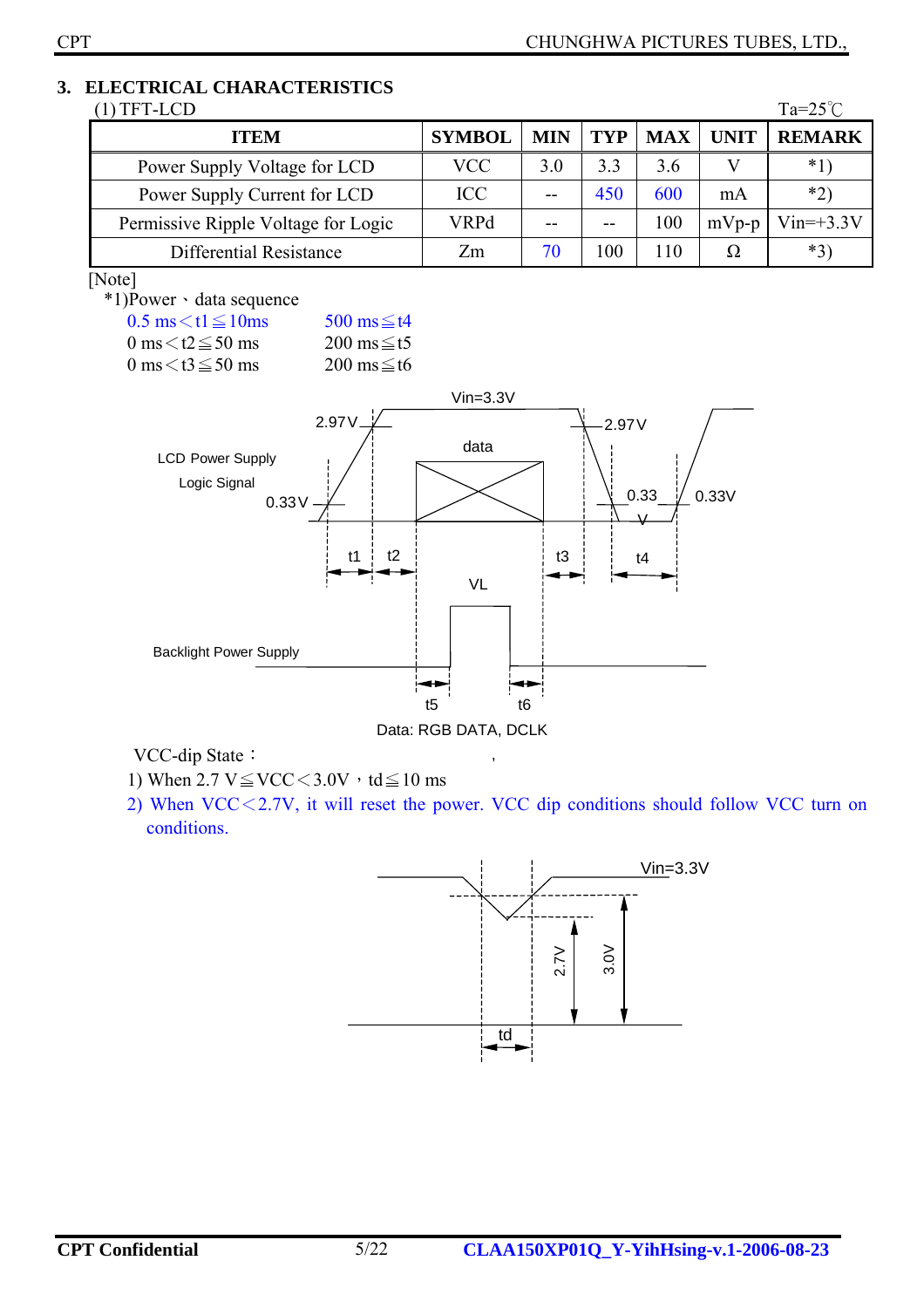## 3. ELECTRICAL CHARACTERISTICS

(1) TFT-LCD　　　　　　　　　　　　　　　　　　　　　　　　　　Ta=25℃

| ITEM | SYMBOL | MIN | TYP | MAX | UNIT | REMARK |
|---|---|---|---|---|---|---|
| Power Supply Voltage for LCD | VCC | 3.0 | 3.3 | 3.6 | V | *1) |
| Power Supply Current for LCD | ICC | -- | 450 | 600 | mA | *2) |
| Permissive Ripple Voltage for Logic | VRPd | -- | -- | 100 | mVp-p | Vin=+3.3V |
| Differential Resistance | Zm | 70 | 100 | 110 | Ω | *3) |

[Note]

*1)Power、data sequence

0.5 ms＜t1≦10ms　　500 ms≦t4

0 ms＜t2≦50 ms　　200 ms≦t5

0 ms＜t3≦50 ms　　200 ms≦t6

Vin=3.3V

2.97V　　2.97V

data

LCD Power Supply

Logic Signal

0.33V　　0.33 V　　0.33V

t1　t2　t3　t4

VL

Backlight Power Supply

t5　t6

Data: RGB DATA, DCLK

VCC-dip State：

1) When 2.7 V≦VCC＜3.0V，td≦10 ms

2) When VCC＜2.7V, it will reset the power. VCC dip conditions should follow VCC turn on conditions.

Vin=3.3V

2.7V　3.0V

td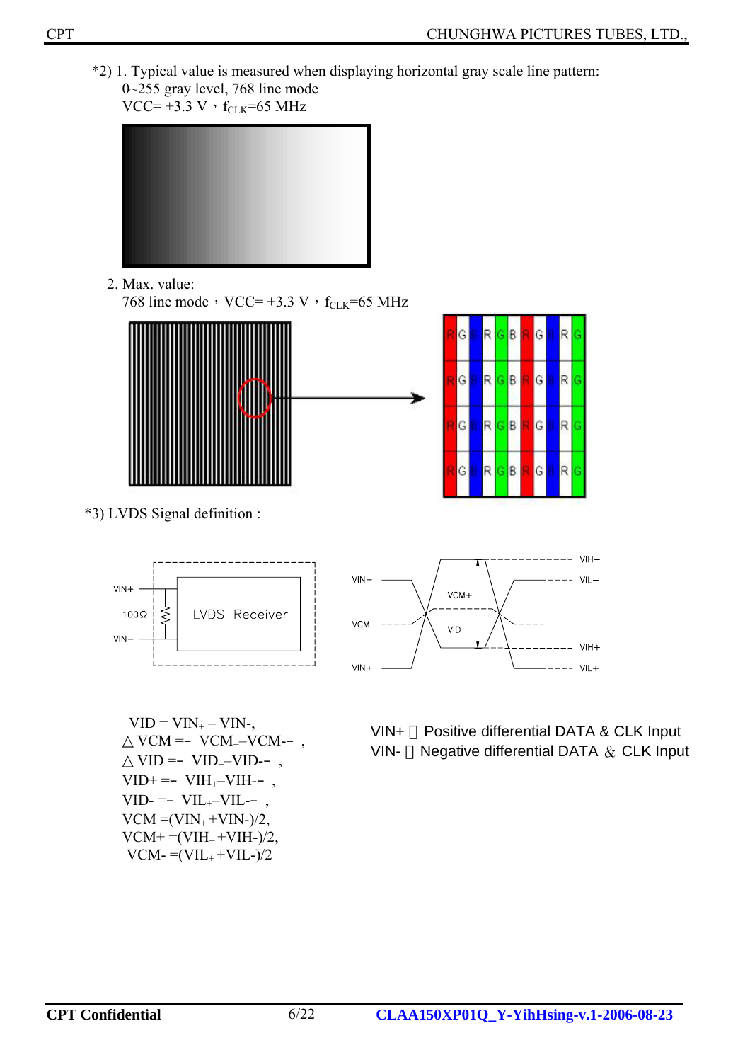*2) 1. Typical value is measured when displaying horizontal gray scale line pattern:
0~255 gray level, 768 line mode
VCC= +3.3 V，$f_{CLK}$=65 MHz

2. Max. value:
768 line mode，VCC= +3.3 V，$f_{CLK}$=65 MHz

*3) LVDS Signal definition :

VID = $VIN_+ - VIN_-$,
△ VCM =∣ $VCM_+ - VCM_-$∣ ,
△ VID =∣ $VID_+ - VID_-$∣ ,
VID+ =∣ $VIH_+ - VIH_-$∣ ,
VID- =∣ $VIL_+ - VIL_-$∣ ,
VCM =($VIN_+$+VIN-)/2,
VCM+ =($VIH_+$+VIH-)/2,
VCM- =($VIL_+$+VIL-)/2

VIN+：Positive differential DATA & CLK Input
VIN-：Negative differential DATA ＆ CLK Input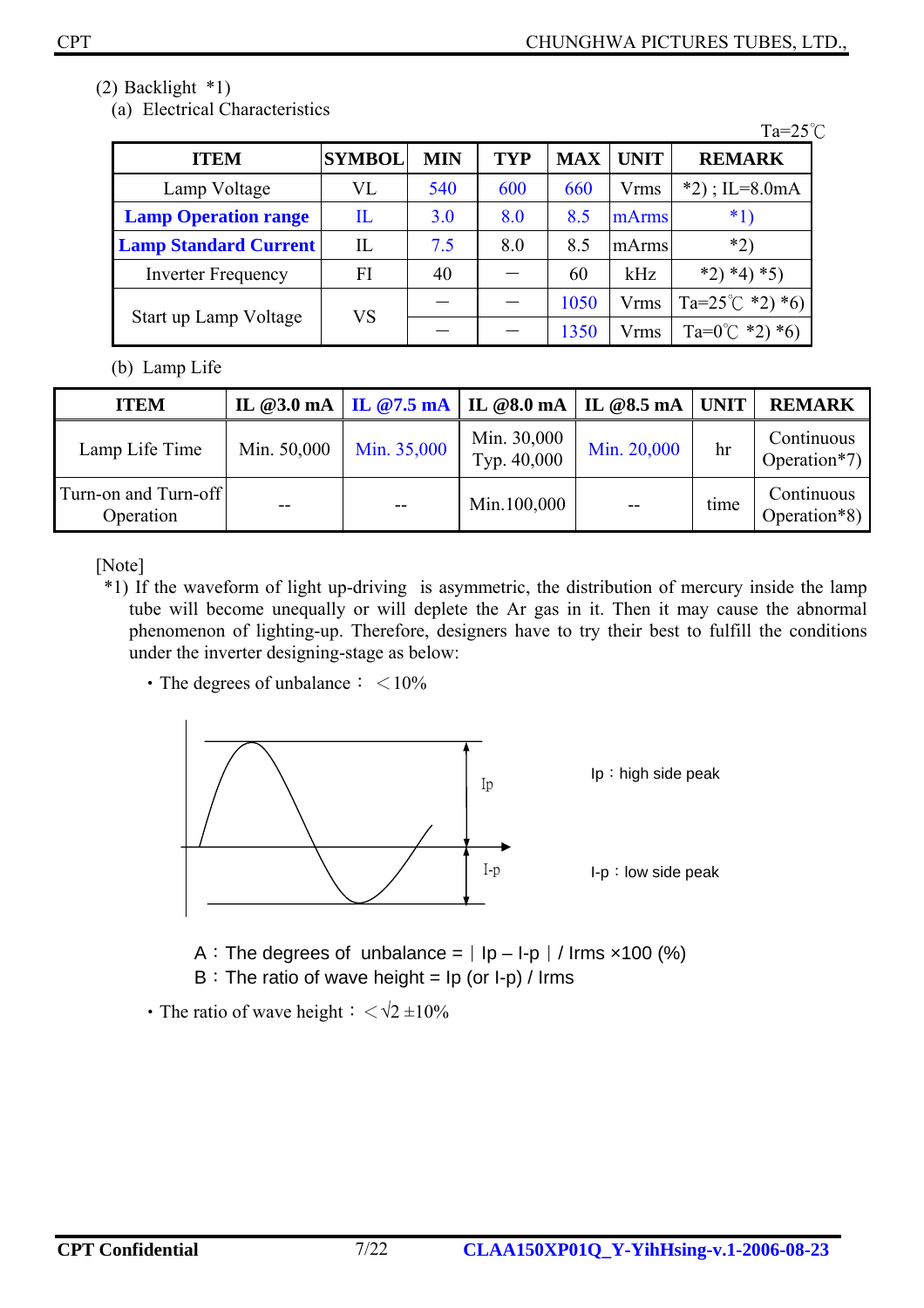(2) Backlight *1)

(a) Electrical Characteristics

Ta=25℃

| ITEM | SYMBOL | MIN | TYP | MAX | UNIT | REMARK |
|---|---|---|---|---|---|---|
| Lamp Voltage | VL | 540 | 600 | 660 | Vrms | *2) ; IL=8.0mA |
| **Lamp Operation range** | IL | 3.0 | 8.0 | 8.5 | mArms | *1) |
| **Lamp Standard Current** | IL | 7.5 | 8.0 | 8.5 | mArms | *2) |
| Inverter Frequency | FI | 40 | ─ | 60 | kHz | *2) *4) *5) |
| Start up Lamp Voltage | VS | ─ | ─ | 1050 | Vrms | Ta=25℃ *2) *6) |
| | | ─ | ─ | 1350 | Vrms | Ta=0℃ *2) *6) |

(b) Lamp Life

| ITEM | IL @3.0 mA | IL @7.5 mA | IL @8.0 mA | IL @8.5 mA | UNIT | REMARK |
|---|---|---|---|---|---|---|
| Lamp Life Time | Min. 50,000 | Min. 35,000 | Min. 30,000 Typ. 40,000 | Min. 20,000 | hr | Continuous Operation*7) |
| Turn-on and Turn-off Operation | -- | -- | Min.100,000 | -- | time | Continuous Operation*8) |

[Note]

*1) If the waveform of light up-driving is asymmetric, the distribution of mercury inside the lamp tube will become unequally or will deplete the Ar gas in it. Then it may cause the abnormal phenomenon of lighting-up. Therefore, designers have to try their best to fulfill the conditions under the inverter designing-stage as below:

- The degrees of unbalance： ＜10%

Ip：high side peak

I-p：low side peak

A：The degrees of unbalance = ∣Ip – I-p∣/ Irms ×100 (%)

B：The ratio of wave height = Ip (or I-p) / Irms

- The ratio of wave height： ＜$\sqrt{2}$ ±10%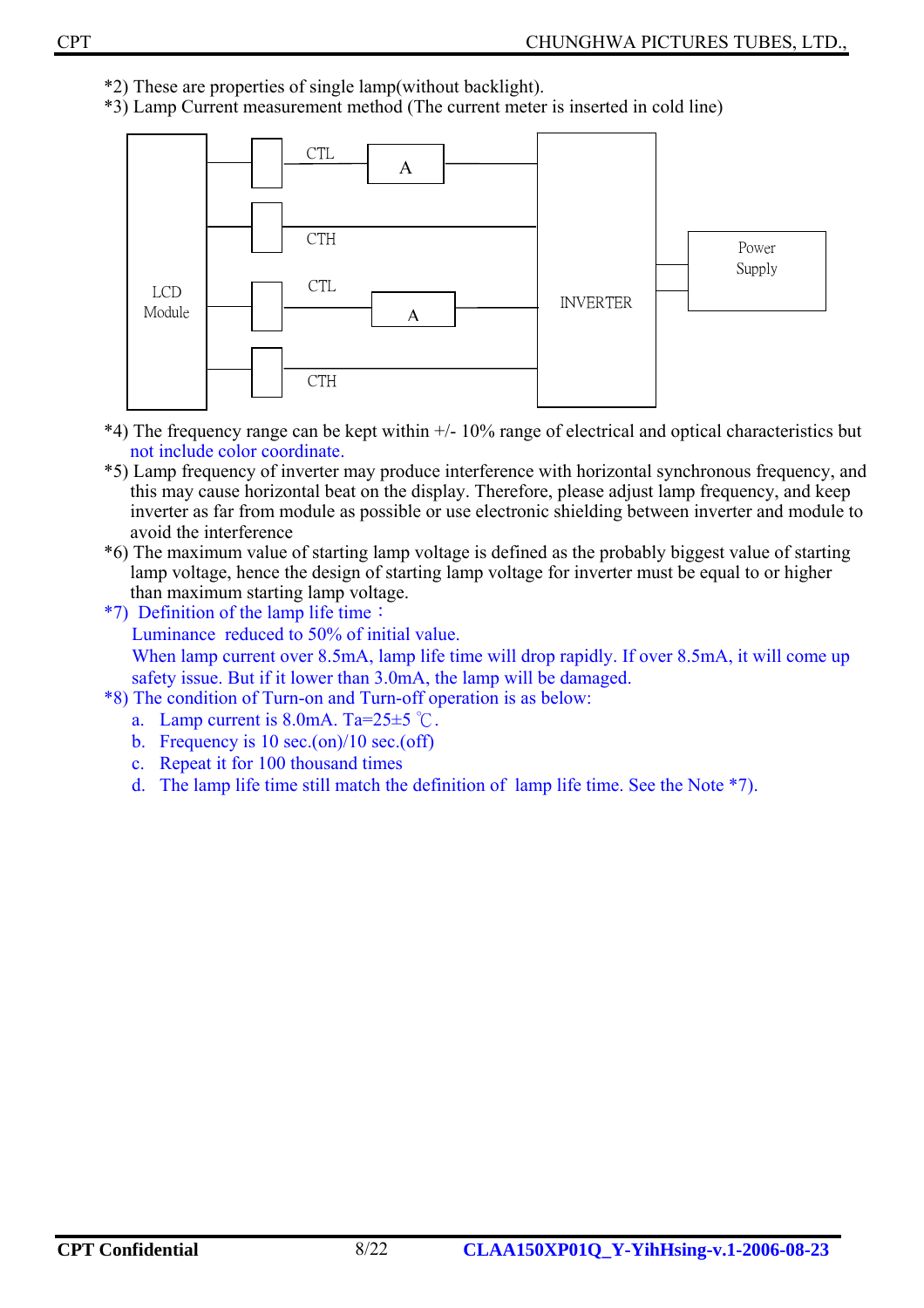*2) These are properties of single lamp(without backlight).

*3) Lamp Current measurement method (The current meter is inserted in cold line)

LCD Module — CTL — A — INVERTER

CTH

CTL — A

CTH

INVERTER — Power Supply

*4) The frequency range can be kept within +/- 10% range of electrical and optical characteristics but not include color coordinate.

*5) Lamp frequency of inverter may produce interference with horizontal synchronous frequency, and this may cause horizontal beat on the display. Therefore, please adjust lamp frequency, and keep inverter as far from module as possible or use electronic shielding between inverter and module to avoid the interference

*6) The maximum value of starting lamp voltage is defined as the probably biggest value of starting lamp voltage, hence the design of starting lamp voltage for inverter must be equal to or higher than maximum starting lamp voltage.

*7) Definition of the lamp life time：

Luminance reduced to 50% of initial value.

When lamp current over 8.5mA, lamp life time will drop rapidly. If over 8.5mA, it will come up safety issue. But if it lower than 3.0mA, the lamp will be damaged.

*8) The condition of Turn-on and Turn-off operation is as below:

a. Lamp current is 8.0mA. Ta=25±5 ℃.
b. Frequency is 10 sec.(on)/10 sec.(off)
c. Repeat it for 100 thousand times
d. The lamp life time still match the definition of lamp life time. See the Note *7).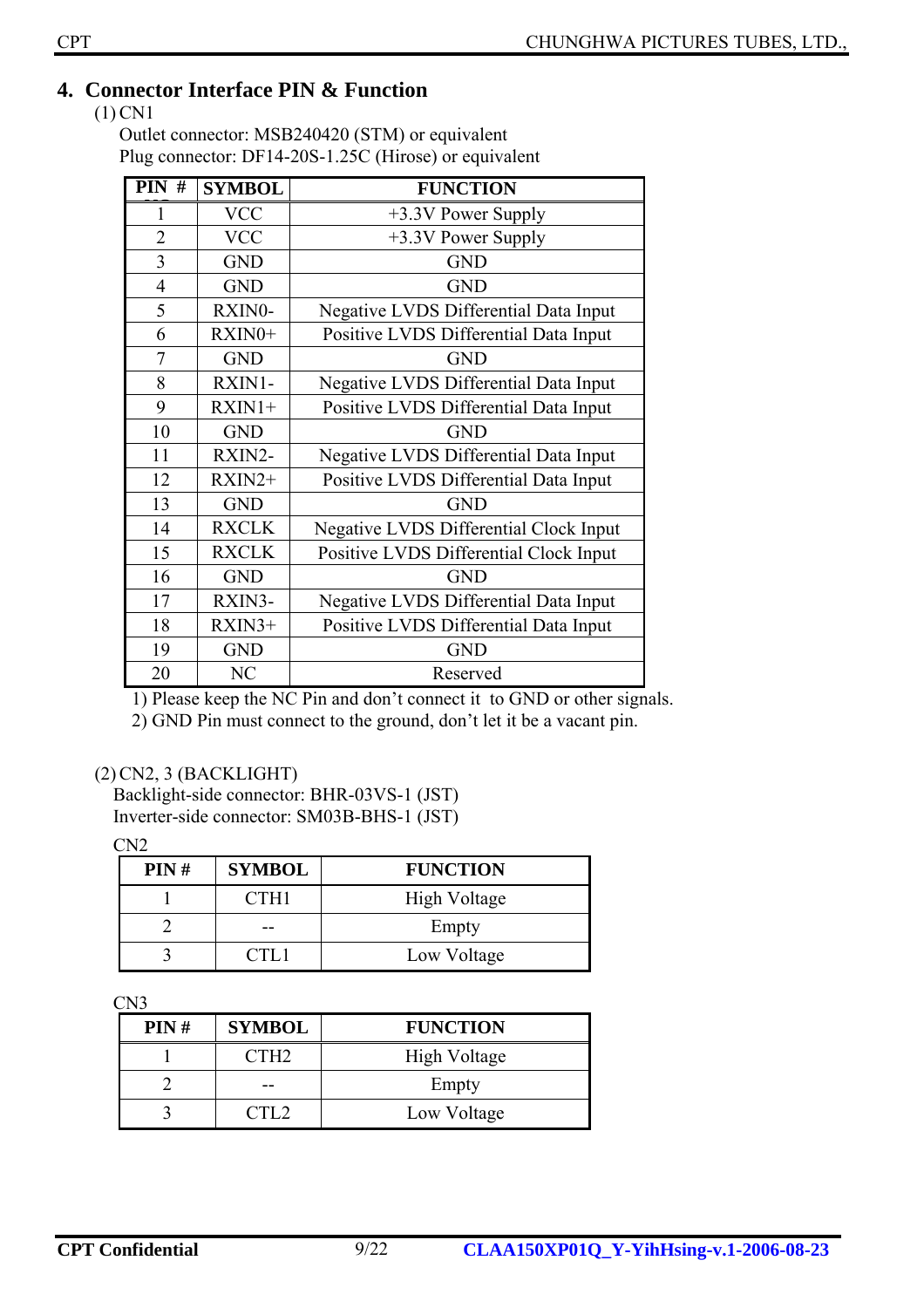## 4. Connector Interface PIN & Function

(1) CN1

Outlet connector: MSB240420 (STM) or equivalent

Plug connector: DF14-20S-1.25C (Hirose) or equivalent

| PIN # | SYMBOL | FUNCTION |
|---|---|---|
| 1 | VCC | +3.3V Power Supply |
| 2 | VCC | +3.3V Power Supply |
| 3 | GND | GND |
| 4 | GND | GND |
| 5 | RXIN0- | Negative LVDS Differential Data Input |
| 6 | RXIN0+ | Positive LVDS Differential Data Input |
| 7 | GND | GND |
| 8 | RXIN1- | Negative LVDS Differential Data Input |
| 9 | RXIN1+ | Positive LVDS Differential Data Input |
| 10 | GND | GND |
| 11 | RXIN2- | Negative LVDS Differential Data Input |
| 12 | RXIN2+ | Positive LVDS Differential Data Input |
| 13 | GND | GND |
| 14 | RXCLK | Negative LVDS Differential Clock Input |
| 15 | RXCLK | Positive LVDS Differential Clock Input |
| 16 | GND | GND |
| 17 | RXIN3- | Negative LVDS Differential Data Input |
| 18 | RXIN3+ | Positive LVDS Differential Data Input |
| 19 | GND | GND |
| 20 | NC | Reserved |

1) Please keep the NC Pin and don't connect it to GND or other signals.
2) GND Pin must connect to the ground, don't let it be a vacant pin.

(2) CN2, 3 (BACKLIGHT)

Backlight-side connector: BHR-03VS-1 (JST)

Inverter-side connector: SM03B-BHS-1 (JST)

CN2

| PIN # | SYMBOL | FUNCTION |
|---|---|---|
| 1 | CTH1 | High Voltage |
| 2 | -- | Empty |
| 3 | CTL1 | Low Voltage |

CN3

| PIN # | SYMBOL | FUNCTION |
|---|---|---|
| 1 | CTH2 | High Voltage |
| 2 | -- | Empty |
| 3 | CTL2 | Low Voltage |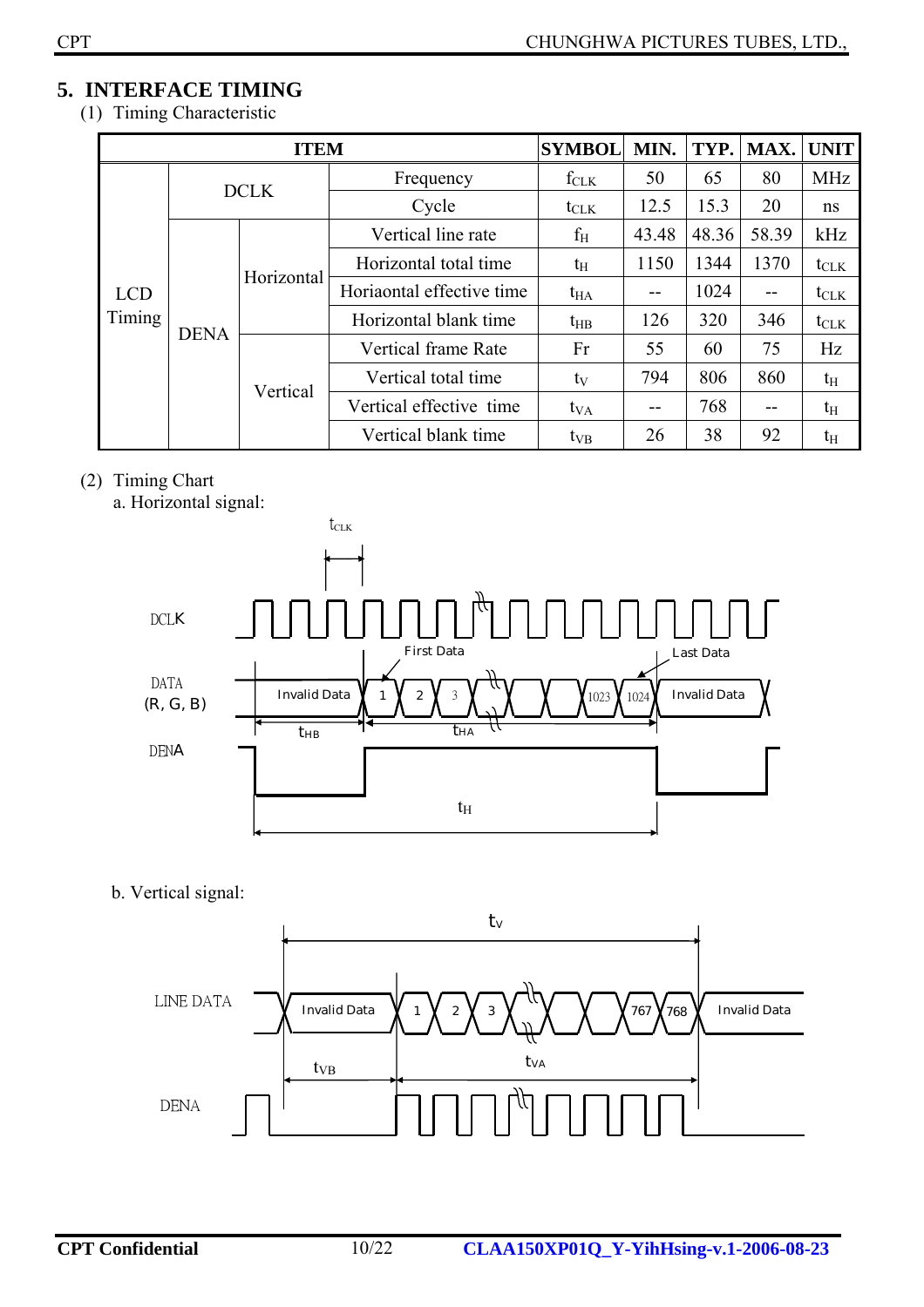## 5. INTERFACE TIMING

(1) Timing Characteristic

| ITEM | | | | SYMBOL | MIN. | TYP. | MAX. | UNIT |
|---|---|---|---|---|---|---|---|---|
| LCD Timing | DCLK | | Frequency | $f_{CLK}$ | 50 | 65 | 80 | MHz |
| | | | Cycle | $t_{CLK}$ | 12.5 | 15.3 | 20 | ns |
| | DENA | Horizontal | Vertical line rate | $f_H$ | 43.48 | 48.36 | 58.39 | kHz |
| | | | Horizontal total time | $t_H$ | 1150 | 1344 | 1370 | $t_{CLK}$ |
| | | | Horiaontal effective time | $t_{HA}$ | -- | 1024 | -- | $t_{CLK}$ |
| | | | Horizontal blank time | $t_{HB}$ | 126 | 320 | 346 | $t_{CLK}$ |
| | | Vertical | Vertical frame Rate | Fr | 55 | 60 | 75 | Hz |
| | | | Vertical total time | $t_V$ | 794 | 806 | 860 | $t_H$ |
| | | | Vertical effective time | $t_{VA}$ | -- | 768 | -- | $t_H$ |
| | | | Vertical blank time | $t_{VB}$ | 26 | 38 | 92 | $t_H$ |

(2) Timing Chart

a. Horizontal signal:

b. Vertical signal: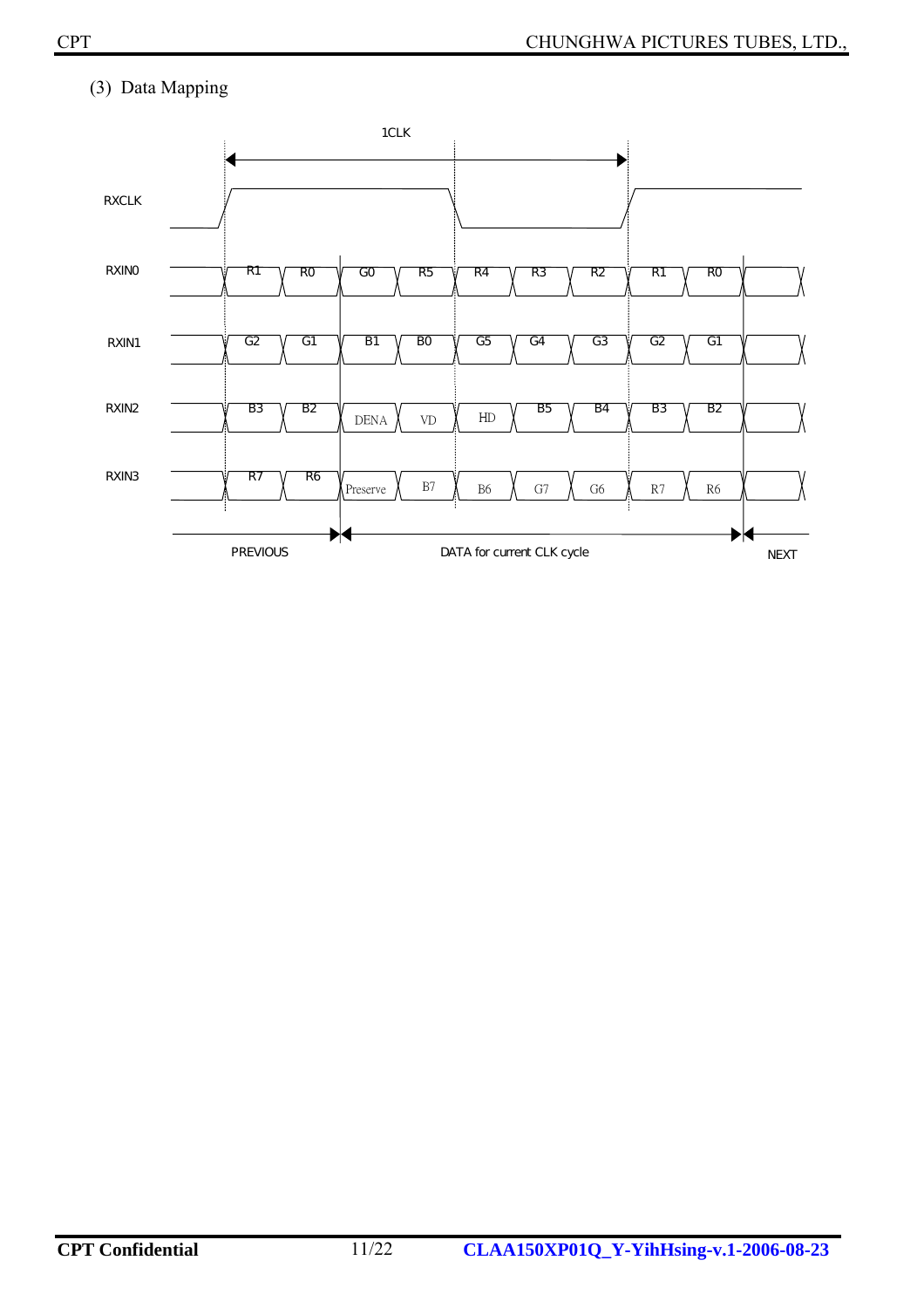(3) Data Mapping

| Signal | PREVIOUS | | DATA for current CLK cycle | | | | | | | NEXT |
|---|---|---|---|---|---|---|---|---|---|---|
| RXIN0 | R1 | R0 | G0 | R5 | R4 | R3 | R2 | R1 | R0 | |
| RXIN1 | G2 | G1 | B1 | B0 | G5 | G4 | G3 | G2 | G1 | |
| RXIN2 | B3 | B2 | DENA | VD | HD | B5 | B4 | B3 | B2 | |
| RXIN3 | R7 | R6 | Preserve | B7 | B6 | G7 | G6 | R7 | R6 | |

RXCLK: 1CLK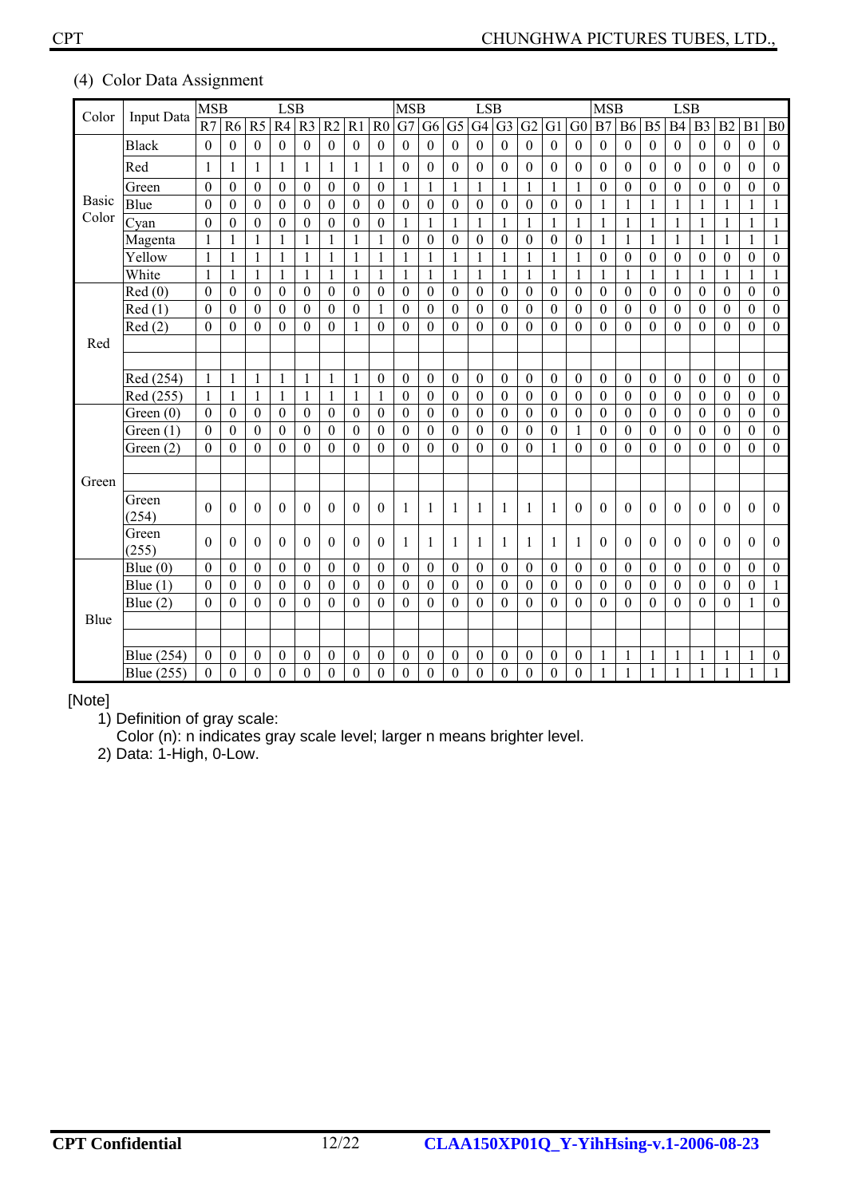(4) Color Data Assignment

| Color | Input Data | MSB | | | LSB | | | | | MSB | | | LSB | | | | | MSB | | | LSB | | | | |
|---|---|---|---|---|---|---|---|---|---|---|---|---|---|---|---|---|---|---|---|---|---|---|---|---|---|
| | | R7 | R6 | R5 | R4 | R3 | R2 | R1 | R0 | G7 | G6 | G5 | G4 | G3 | G2 | G1 | G0 | B7 | B6 | B5 | B4 | B3 | B2 | B1 | B0 |
| Basic Color | Black | 0 | 0 | 0 | 0 | 0 | 0 | 0 | 0 | 0 | 0 | 0 | 0 | 0 | 0 | 0 | 0 | 0 | 0 | 0 | 0 | 0 | 0 | 0 | 0 |
| | Red | 1 | 1 | 1 | 1 | 1 | 1 | 1 | 1 | 0 | 0 | 0 | 0 | 0 | 0 | 0 | 0 | 0 | 0 | 0 | 0 | 0 | 0 | 0 | 0 |
| | Green | 0 | 0 | 0 | 0 | 0 | 0 | 0 | 0 | 1 | 1 | 1 | 1 | 1 | 1 | 1 | 1 | 0 | 0 | 0 | 0 | 0 | 0 | 0 | 0 |
| | Blue | 0 | 0 | 0 | 0 | 0 | 0 | 0 | 0 | 0 | 0 | 0 | 0 | 0 | 0 | 0 | 0 | 1 | 1 | 1 | 1 | 1 | 1 | 1 | 1 |
| | Cyan | 0 | 0 | 0 | 0 | 0 | 0 | 0 | 0 | 1 | 1 | 1 | 1 | 1 | 1 | 1 | 1 | 1 | 1 | 1 | 1 | 1 | 1 | 1 | 1 |
| | Magenta | 1 | 1 | 1 | 1 | 1 | 1 | 1 | 1 | 0 | 0 | 0 | 0 | 0 | 0 | 0 | 0 | 1 | 1 | 1 | 1 | 1 | 1 | 1 | 1 |
| | Yellow | 1 | 1 | 1 | 1 | 1 | 1 | 1 | 1 | 1 | 1 | 1 | 1 | 1 | 1 | 1 | 1 | 0 | 0 | 0 | 0 | 0 | 0 | 0 | 0 |
| | White | 1 | 1 | 1 | 1 | 1 | 1 | 1 | 1 | 1 | 1 | 1 | 1 | 1 | 1 | 1 | 1 | 1 | 1 | 1 | 1 | 1 | 1 | 1 | 1 |
| Red | Red (0) | 0 | 0 | 0 | 0 | 0 | 0 | 0 | 0 | 0 | 0 | 0 | 0 | 0 | 0 | 0 | 0 | 0 | 0 | 0 | 0 | 0 | 0 | 0 | 0 |
| | Red (1) | 0 | 0 | 0 | 0 | 0 | 0 | 0 | 1 | 0 | 0 | 0 | 0 | 0 | 0 | 0 | 0 | 0 | 0 | 0 | 0 | 0 | 0 | 0 | 0 |
| | Red (2) | 0 | 0 | 0 | 0 | 0 | 0 | 1 | 0 | 0 | 0 | 0 | 0 | 0 | 0 | 0 | 0 | 0 | 0 | 0 | 0 | 0 | 0 | 0 | 0 |
| | | | | | | | | | | | | | | | | | | | | | | | | | |
| | | | | | | | | | | | | | | | | | | | | | | | | | |
| | Red (254) | 1 | 1 | 1 | 1 | 1 | 1 | 1 | 0 | 0 | 0 | 0 | 0 | 0 | 0 | 0 | 0 | 0 | 0 | 0 | 0 | 0 | 0 | 0 | 0 |
| | Red (255) | 1 | 1 | 1 | 1 | 1 | 1 | 1 | 1 | 0 | 0 | 0 | 0 | 0 | 0 | 0 | 0 | 0 | 0 | 0 | 0 | 0 | 0 | 0 | 0 |
| Green | Green (0) | 0 | 0 | 0 | 0 | 0 | 0 | 0 | 0 | 0 | 0 | 0 | 0 | 0 | 0 | 0 | 0 | 0 | 0 | 0 | 0 | 0 | 0 | 0 | 0 |
| | Green (1) | 0 | 0 | 0 | 0 | 0 | 0 | 0 | 0 | 0 | 0 | 0 | 0 | 0 | 0 | 0 | 1 | 0 | 0 | 0 | 0 | 0 | 0 | 0 | 0 |
| | Green (2) | 0 | 0 | 0 | 0 | 0 | 0 | 0 | 0 | 0 | 0 | 0 | 0 | 0 | 0 | 1 | 0 | 0 | 0 | 0 | 0 | 0 | 0 | 0 | 0 |
| | | | | | | | | | | | | | | | | | | | | | | | | | |
| | | | | | | | | | | | | | | | | | | | | | | | | | |
| | Green (254) | 0 | 0 | 0 | 0 | 0 | 0 | 0 | 0 | 1 | 1 | 1 | 1 | 1 | 1 | 1 | 0 | 0 | 0 | 0 | 0 | 0 | 0 | 0 | 0 |
| | Green (255) | 0 | 0 | 0 | 0 | 0 | 0 | 0 | 0 | 1 | 1 | 1 | 1 | 1 | 1 | 1 | 1 | 0 | 0 | 0 | 0 | 0 | 0 | 0 | 0 |
| Blue | Blue (0) | 0 | 0 | 0 | 0 | 0 | 0 | 0 | 0 | 0 | 0 | 0 | 0 | 0 | 0 | 0 | 0 | 0 | 0 | 0 | 0 | 0 | 0 | 0 | 0 |
| | Blue (1) | 0 | 0 | 0 | 0 | 0 | 0 | 0 | 0 | 0 | 0 | 0 | 0 | 0 | 0 | 0 | 0 | 0 | 0 | 0 | 0 | 0 | 0 | 0 | 1 |
| | Blue (2) | 0 | 0 | 0 | 0 | 0 | 0 | 0 | 0 | 0 | 0 | 0 | 0 | 0 | 0 | 0 | 0 | 0 | 0 | 0 | 0 | 0 | 0 | 1 | 0 |
| | | | | | | | | | | | | | | | | | | | | | | | | | |
| | | | | | | | | | | | | | | | | | | | | | | | | | |
| | Blue (254) | 0 | 0 | 0 | 0 | 0 | 0 | 0 | 0 | 0 | 0 | 0 | 0 | 0 | 0 | 0 | 0 | 1 | 1 | 1 | 1 | 1 | 1 | 1 | 0 |
| | Blue (255) | 0 | 0 | 0 | 0 | 0 | 0 | 0 | 0 | 0 | 0 | 0 | 0 | 0 | 0 | 0 | 0 | 1 | 1 | 1 | 1 | 1 | 1 | 1 | 1 |

[Note]

1) Definition of gray scale:
   Color (n): n indicates gray scale level; larger n means brighter level.
2) Data: 1-High, 0-Low.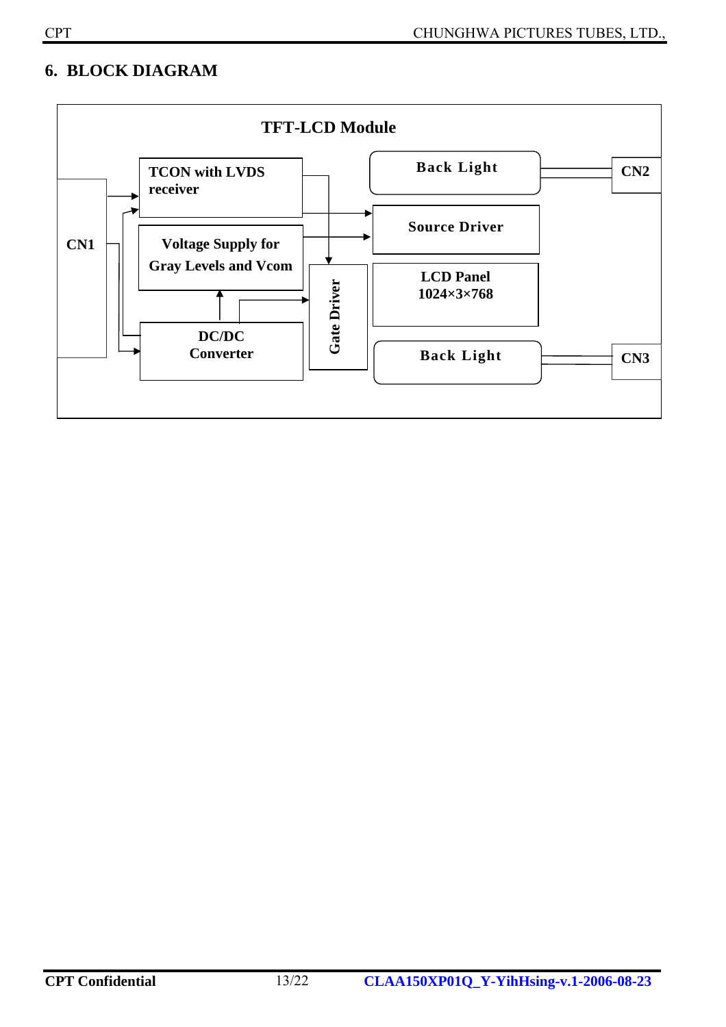## 6. BLOCK DIAGRAM

TFT-LCD Module

CN1

TCON with LVDS receiver

Voltage Supply for Gray Levels and Vcom

DC/DC Converter

Gate Driver

Back Light

Source Driver

LCD Panel
1024×3×768

Back Light

CN2

CN3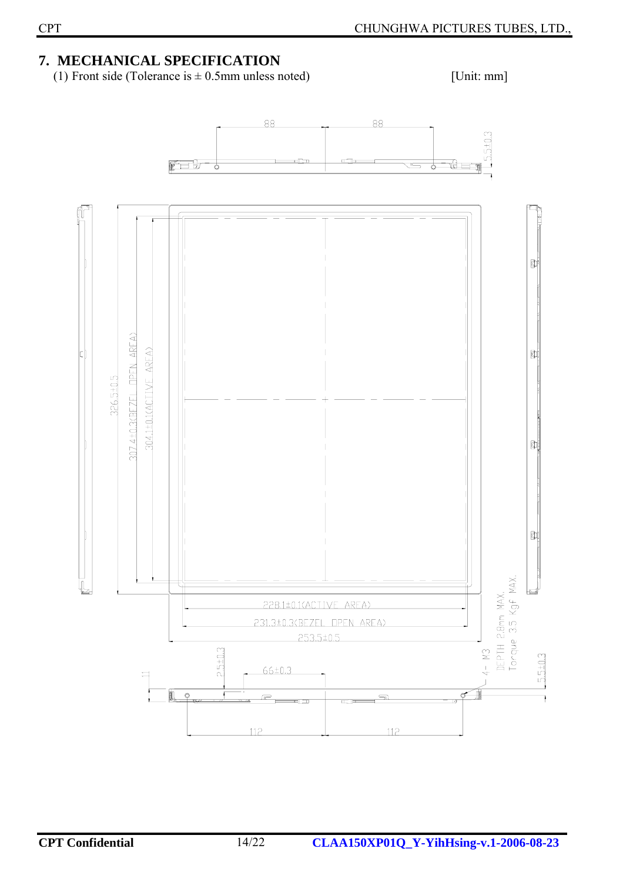# 7. MECHANICAL SPECIFICATION

(1) Front side (Tolerance is ± 0.5mm unless noted) [Unit: mm]

88 88

5.5±0.3

326.5±0.5

307.4±0.3(BEZEL OPEN AREA)

304.1±0.1(ACTIVE AREA)

228.1±0.1(ACTIVE AREA)

231.3±0.3(BEZEL OPEN AREA)

253.5±0.5

4 - M3
DEPTH 2.8mm MAX.
Torque 3.5 Kgf MAX.

11

2.5±0.3

66±0.3

5.5±0.3

112 112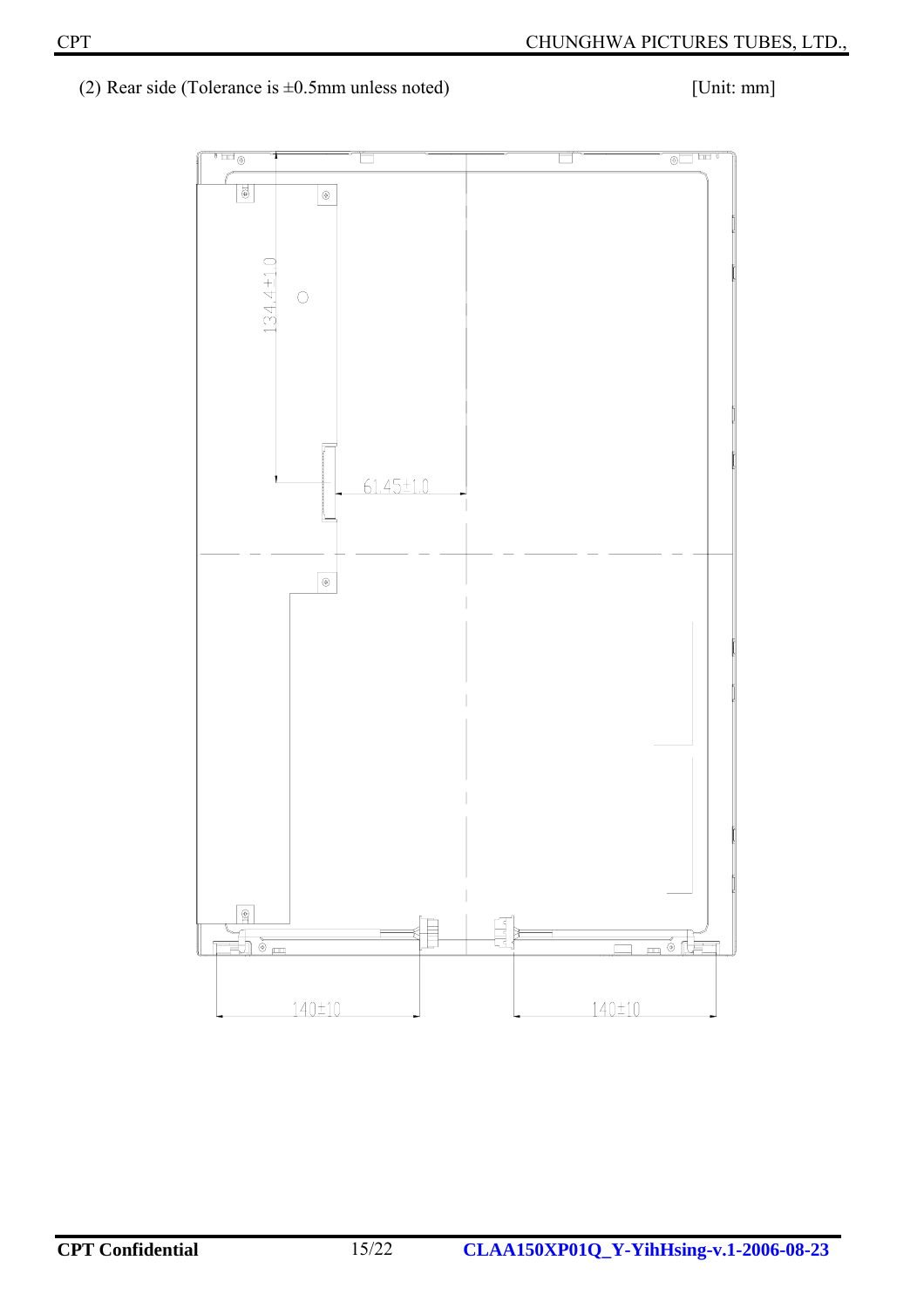(2) Rear side (Tolerance is ±0.5mm unless noted) [Unit: mm]

134.4±1.0

61.45±1.0

140±10

140±10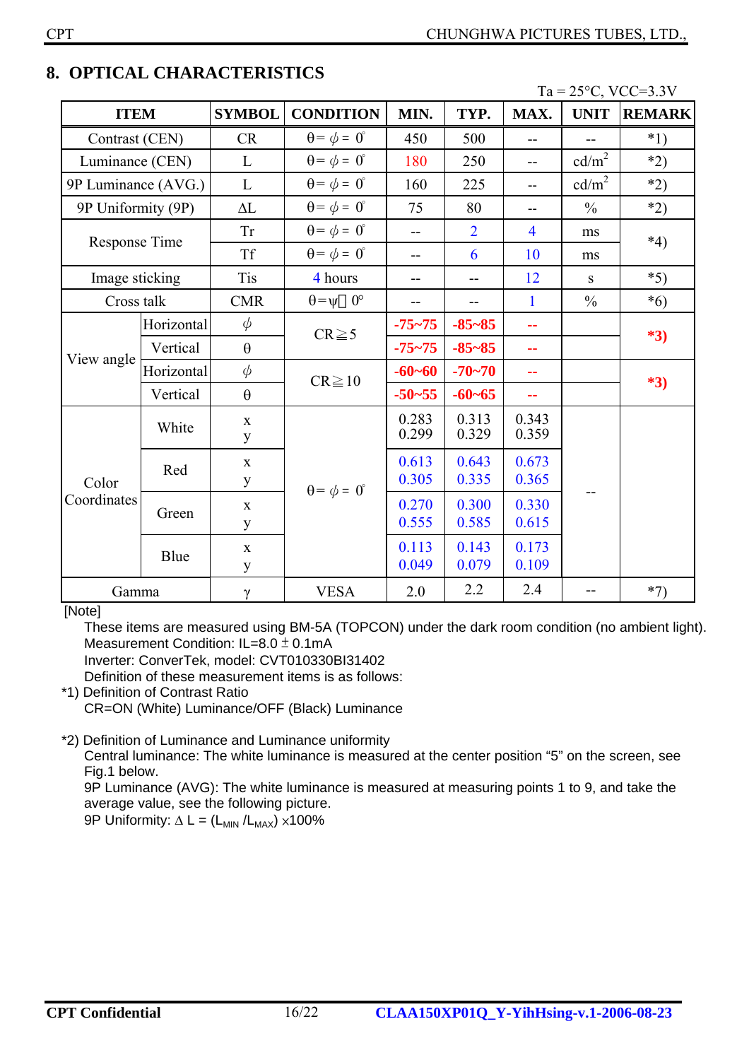## 8. OPTICAL CHARACTERISTICS

Ta = 25°C, VCC=3.3V

| ITEM | | SYMBOL | CONDITION | MIN. | TYP. | MAX. | UNIT | REMARK |
|---|---|---|---|---|---|---|---|---|
| Contrast (CEN) | | CR | $\theta = \phi = 0°$ | 450 | 500 | -- | -- | *1) |
| Luminance (CEN) | | L | $\theta = \phi = 0°$ | 180 | 250 | -- | cd/m$^2$ | *2) |
| 9P Luminance (AVG.) | | L | $\theta = \phi = 0°$ | 160 | 225 | -- | cd/m$^2$ | *2) |
| 9P Uniformity (9P) | | $\Delta L$ | $\theta = \phi = 0°$ | 75 | 80 | -- | % | *2) |
| Response Time | | Tr | $\theta = \phi = 0°$ | -- | 2 | 4 | ms | *4) |
| | | Tf | $\theta = \phi = 0°$ | -- | 6 | 10 | ms | |
| Image sticking | | Tis | 4 hours | -- | -- | 12 | s | *5) |
| Cross talk | | CMR | $\theta = \psi$ 0° | -- | -- | 1 | % | *6) |
| View angle | Horizontal | $\phi$ | CR≧5 | **-75~75** | **-85~85** | -- | | **\*3)** |
| | Vertical | $\theta$ | | **-75~75** | **-85~85** | -- | | |
| | Horizontal | $\phi$ | CR≧10 | **-60~60** | **-70~70** | -- | | **\*3)** |
| | Vertical | $\theta$ | | **-50~55** | **-60~65** | -- | | |
| Color Coordinates | White | x<br>y | $\theta = \phi = 0°$ | 0.283<br>0.299 | 0.313<br>0.329 | 0.343<br>0.359 | -- | |
| | Red | x<br>y | | 0.613<br>0.305 | 0.643<br>0.335 | 0.673<br>0.365 | | |
| | Green | x<br>y | | 0.270<br>0.555 | 0.300<br>0.585 | 0.330<br>0.615 | | |
| | Blue | x<br>y | | 0.113<br>0.049 | 0.143<br>0.079 | 0.173<br>0.109 | | |
| Gamma | | $\gamma$ | VESA | 2.0 | 2.2 | 2.4 | -- | *7) |

[Note]

These items are measured using BM-5A (TOPCON) under the dark room condition (no ambient light).
Measurement Condition: IL=8.0 ± 0.1mA
Inverter: ConverTek, model: CVT010330BI31402
Definition of these measurement items is as follows:

*1) Definition of Contrast Ratio

CR=ON (White) Luminance/OFF (Black) Luminance

*2) Definition of Luminance and Luminance uniformity

Central luminance: The white luminance is measured at the center position "5" on the screen, see Fig.1 below.

9P Luminance (AVG): The white luminance is measured at measuring points 1 to 9, and take the average value, see the following picture.

9P Uniformity: $\Delta L = (L_{MIN} / L_{MAX}) \times 100\%$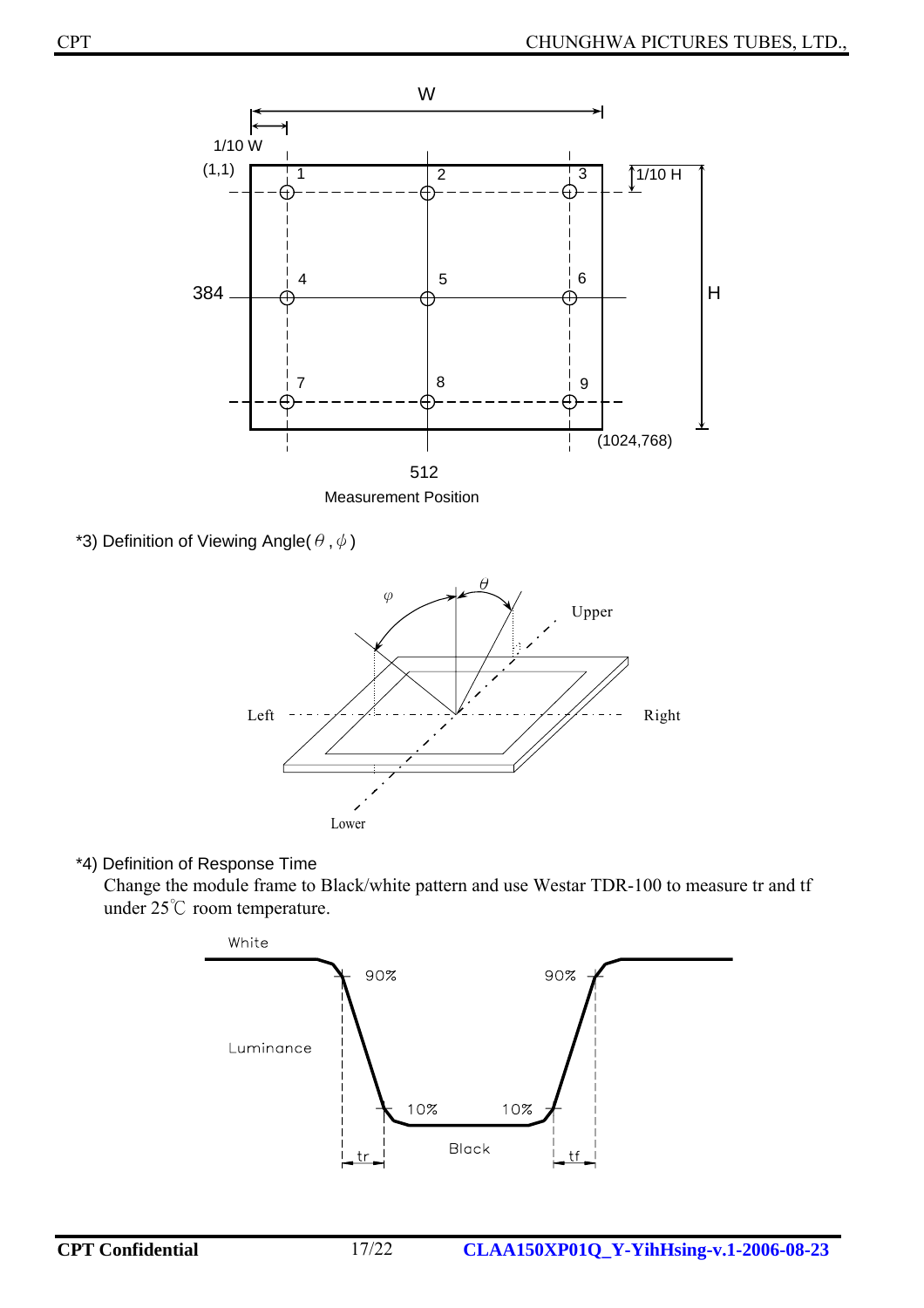Measurement Position

*3) Definition of Viewing Angle( $\theta$ , $\phi$ )

*4) Definition of Response Time

Change the module frame to Black/white pattern and use Westar TDR-100 to measure tr and tf under 25℃ room temperature.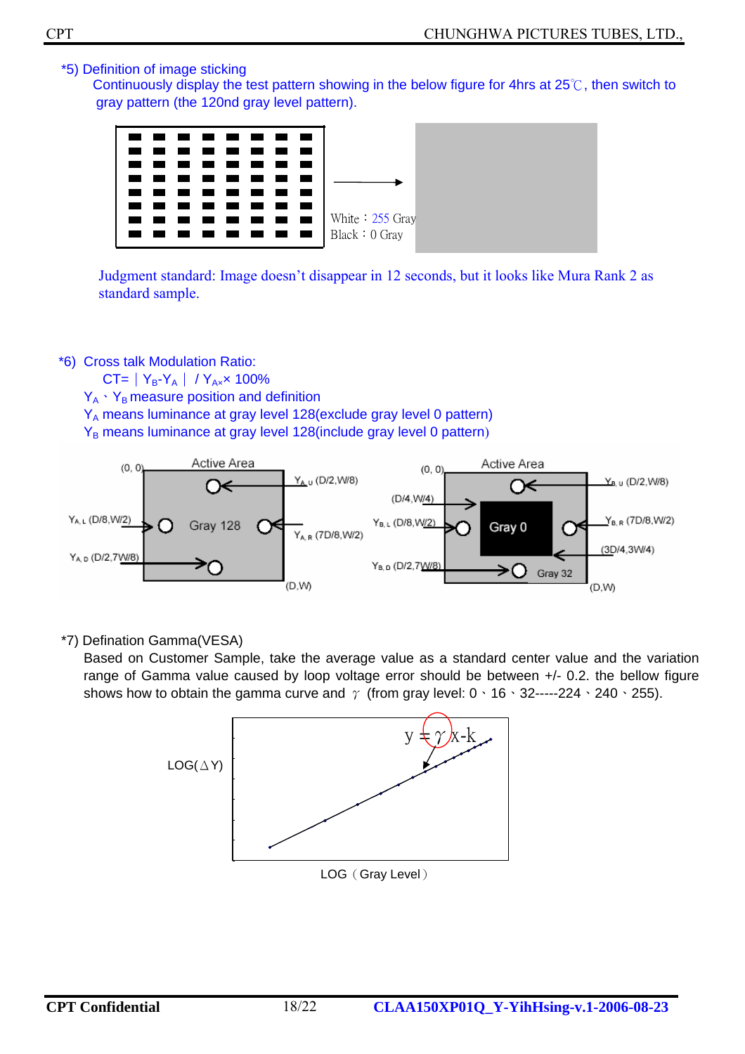*5) Definition of image sticking

Continuously display the test pattern showing in the below figure for 4hrs at 25℃, then switch to gray pattern (the 120nd gray level pattern).

White：255 Gray
Black：0 Gray

Judgment standard: Image doesn't disappear in 12 seconds, but it looks like Mura Rank 2 as standard sample.

*6) Cross talk Modulation Ratio:

$CT= | Y_B - Y_A | / Y_A \times 100\%$

$Y_A$、$Y_B$ measure position and definition

$Y_A$ means luminance at gray level 128(exclude gray level 0 pattern)

$Y_B$ means luminance at gray level 128(include gray level 0 pattern)

(0, 0) Active Area $Y_{A,U}$ (D/2,W/8) $Y_{A,L}$ (D/8,W/2) Gray 128 $Y_{A,R}$ (7D/8,W/2) $Y_{A,D}$ (D/2,7W/8) (D,W)

(0, 0) Active Area $Y_{B,U}$ (D/2,W/8) (D/4,W/4) $Y_{B,L}$ (D/8,W/2) Gray 0 $Y_{B,R}$ (7D/8,W/2) (3D/4,3W/4) $Y_{B,D}$ (D/2,7W/8) Gray 32 (D,W)

*7) Defination Gamma(VESA)

Based on Customer Sample, take the average value as a standard center value and the variation range of Gamma value caused by loop voltage error should be between +/- 0.2. the bellow figure shows how to obtain the gamma curve and $\gamma$ (from gray level: 0、16、32-----224、240、255).

$y = \gamma x - k$

LOG(ΔY)

LOG（Gray Level）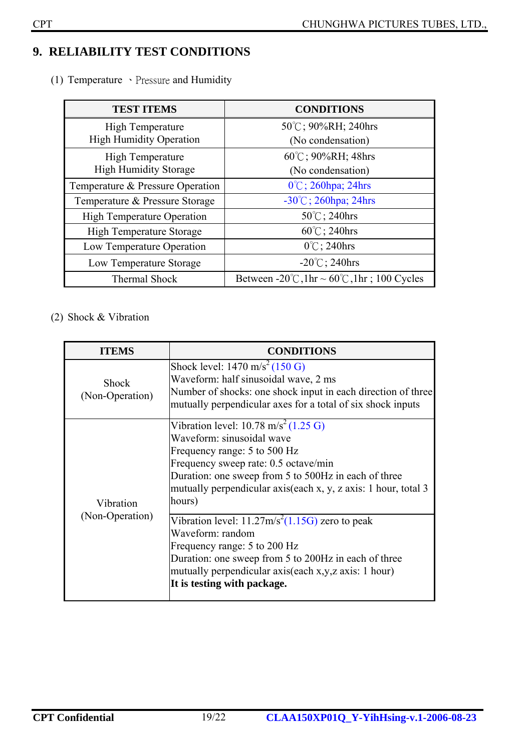## 9. RELIABILITY TEST CONDITIONS

(1) Temperature 、Pressure and Humidity

| TEST ITEMS | CONDITIONS |
|---|---|
| High Temperature<br>High Humidity Operation | 50℃; 90%RH; 240hrs<br>(No condensation) |
| High Temperature<br>High Humidity Storage | 60℃; 90%RH; 48hrs<br>(No condensation) |
| Temperature & Pressure Operation | 0℃; 260hpa; 24hrs |
| Temperature & Pressure Storage | -30℃; 260hpa; 24hrs |
| High Temperature Operation | 50℃; 240hrs |
| High Temperature Storage | 60℃; 240hrs |
| Low Temperature Operation | 0℃; 240hrs |
| Low Temperature Storage | -20℃; 240hrs |
| Thermal Shock | Between -20℃,1hr ~ 60℃,1hr ; 100 Cycles |

(2) Shock & Vibration

| ITEMS | CONDITIONS |
|---|---|
| Shock<br>(Non-Operation) | Shock level: 1470 $m/s^2$ (150 G)<br>Waveform: half sinusoidal wave, 2 ms<br>Number of shocks: one shock input in each direction of three mutually perpendicular axes for a total of six shock inputs |
| Vibration<br>(Non-Operation) | Vibration level: 10.78 $m/s^2$ (1.25 G)<br>Waveform: sinusoidal wave<br>Frequency range: 5 to 500 Hz<br>Frequency sweep rate: 0.5 octave/min<br>Duration: one sweep from 5 to 500Hz in each of three mutually perpendicular axis(each x, y, z axis: 1 hour, total 3 hours) |
| | Vibration level: 11.27$m/s^2$(1.15G) zero to peak<br>Waveform: random<br>Frequency range: 5 to 200 Hz<br>Duration: one sweep from 5 to 200Hz in each of three mutually perpendicular axis(each x,y,z axis: 1 hour)<br>**It is testing with package.** |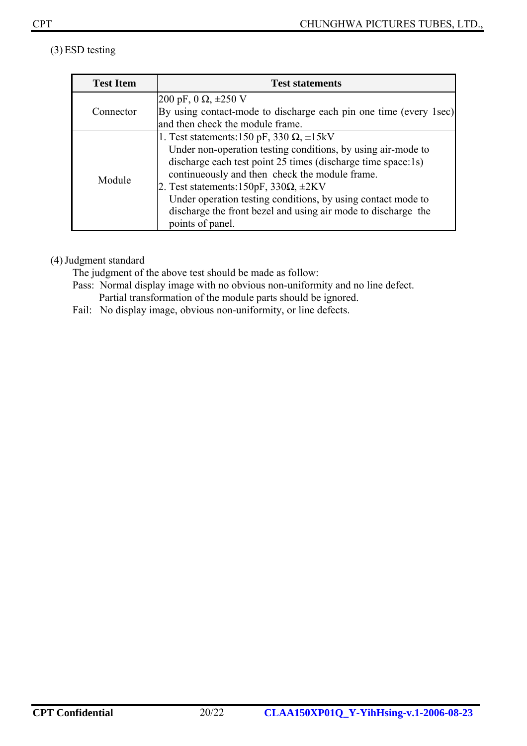(3) ESD testing

| Test Item | Test statements |
|---|---|
| Connector | 200 pF, 0 Ω, ±250 V<br>By using contact-mode to discharge each pin one time (every 1sec) and then check the module frame. |
| Module | 1. Test statements:150 pF, 330 Ω, ±15kV<br>Under non-operation testing conditions, by using air-mode to discharge each test point 25 times (discharge time space:1s) continueously and then check the module frame.<br>2. Test statements:150pF, 330Ω, ±2KV<br>Under operation testing conditions, by using contact mode to discharge the front bezel and using air mode to discharge the points of panel. |

(4) Judgment standard

The judgment of the above test should be made as follow:

Pass: Normal display image with no obvious non-uniformity and no line defect.
Partial transformation of the module parts should be ignored.

Fail: No display image, obvious non-uniformity, or line defects.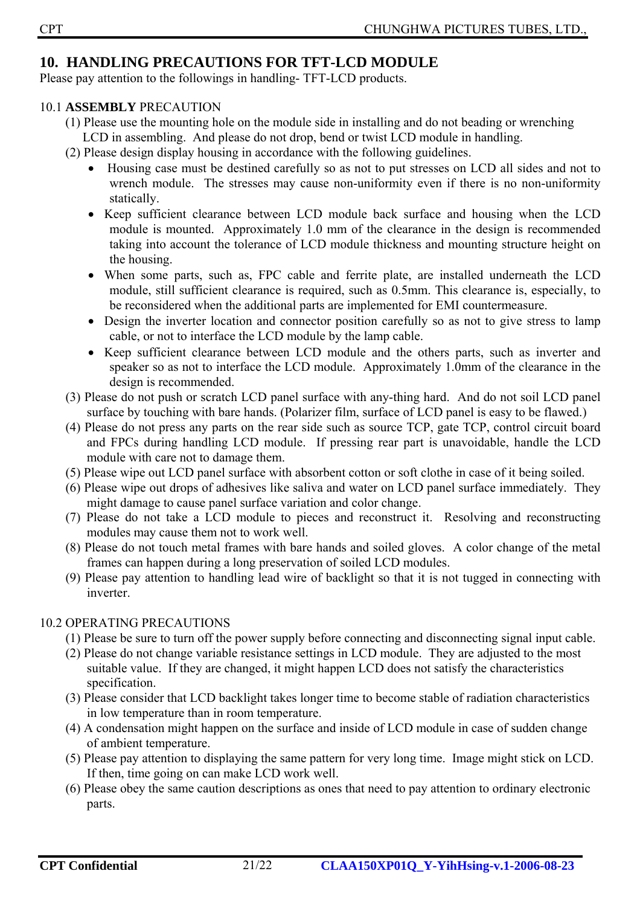## 10. HANDLING PRECAUTIONS FOR TFT-LCD MODULE

Please pay attention to the followings in handling- TFT-LCD products.

### 10.1 **ASSEMBLY** PRECAUTION

(1) Please use the mounting hole on the module side in installing and do not beading or wrenching LCD in assembling. And please do not drop, bend or twist LCD module in handling.

(2) Please design display housing in accordance with the following guidelines.

- Housing case must be destined carefully so as not to put stresses on LCD all sides and not to wrench module. The stresses may cause non-uniformity even if there is no non-uniformity statically.
- Keep sufficient clearance between LCD module back surface and housing when the LCD module is mounted. Approximately 1.0 mm of the clearance in the design is recommended taking into account the tolerance of LCD module thickness and mounting structure height on the housing.
- When some parts, such as, FPC cable and ferrite plate, are installed underneath the LCD module, still sufficient clearance is required, such as 0.5mm. This clearance is, especially, to be reconsidered when the additional parts are implemented for EMI countermeasure.
- Design the inverter location and connector position carefully so as not to give stress to lamp cable, or not to interface the LCD module by the lamp cable.
- Keep sufficient clearance between LCD module and the others parts, such as inverter and speaker so as not to interface the LCD module. Approximately 1.0mm of the clearance in the design is recommended.

(3) Please do not push or scratch LCD panel surface with any-thing hard. And do not soil LCD panel surface by touching with bare hands. (Polarizer film, surface of LCD panel is easy to be flawed.)

(4) Please do not press any parts on the rear side such as source TCP, gate TCP, control circuit board and FPCs during handling LCD module. If pressing rear part is unavoidable, handle the LCD module with care not to damage them.

(5) Please wipe out LCD panel surface with absorbent cotton or soft clothe in case of it being soiled.

(6) Please wipe out drops of adhesives like saliva and water on LCD panel surface immediately. They might damage to cause panel surface variation and color change.

(7) Please do not take a LCD module to pieces and reconstruct it. Resolving and reconstructing modules may cause them not to work well.

(8) Please do not touch metal frames with bare hands and soiled gloves. A color change of the metal frames can happen during a long preservation of soiled LCD modules.

(9) Please pay attention to handling lead wire of backlight so that it is not tugged in connecting with inverter.

### 10.2 OPERATING PRECAUTIONS

(1) Please be sure to turn off the power supply before connecting and disconnecting signal input cable.

(2) Please do not change variable resistance settings in LCD module. They are adjusted to the most suitable value. If they are changed, it might happen LCD does not satisfy the characteristics specification.

(3) Please consider that LCD backlight takes longer time to become stable of radiation characteristics in low temperature than in room temperature.

(4) A condensation might happen on the surface and inside of LCD module in case of sudden change of ambient temperature.

(5) Please pay attention to displaying the same pattern for very long time. Image might stick on LCD. If then, time going on can make LCD work well.

(6) Please obey the same caution descriptions as ones that need to pay attention to ordinary electronic parts.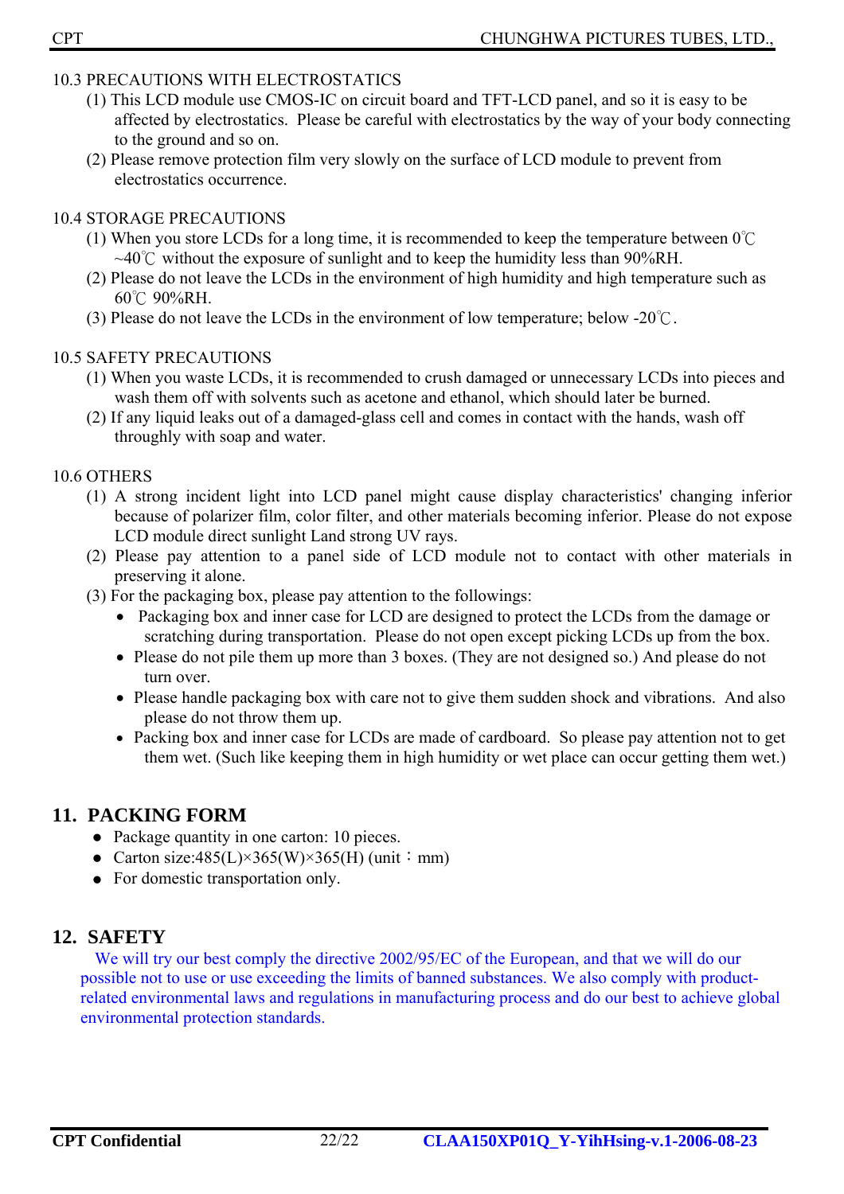10.3 PRECAUTIONS WITH ELECTROSTATICS

(1) This LCD module use CMOS-IC on circuit board and TFT-LCD panel, and so it is easy to be affected by electrostatics. Please be careful with electrostatics by the way of your body connecting to the ground and so on.

(2) Please remove protection film very slowly on the surface of LCD module to prevent from electrostatics occurrence.

10.4 STORAGE PRECAUTIONS

(1) When you store LCDs for a long time, it is recommended to keep the temperature between 0℃ ~40℃ without the exposure of sunlight and to keep the humidity less than 90%RH.

(2) Please do not leave the LCDs in the environment of high humidity and high temperature such as 60℃ 90%RH.

(3) Please do not leave the LCDs in the environment of low temperature; below -20℃.

10.5 SAFETY PRECAUTIONS

(1) When you waste LCDs, it is recommended to crush damaged or unnecessary LCDs into pieces and wash them off with solvents such as acetone and ethanol, which should later be burned.

(2) If any liquid leaks out of a damaged-glass cell and comes in contact with the hands, wash off throughly with soap and water.

10.6 OTHERS

(1) A strong incident light into LCD panel might cause display characteristics' changing inferior because of polarizer film, color filter, and other materials becoming inferior. Please do not expose LCD module direct sunlight Land strong UV rays.

(2) Please pay attention to a panel side of LCD module not to contact with other materials in preserving it alone.

(3) For the packaging box, please pay attention to the followings:

- Packaging box and inner case for LCD are designed to protect the LCDs from the damage or scratching during transportation. Please do not open except picking LCDs up from the box.
- Please do not pile them up more than 3 boxes. (They are not designed so.) And please do not turn over.
- Please handle packaging box with care not to give them sudden shock and vibrations. And also please do not throw them up.
- Packing box and inner case for LCDs are made of cardboard. So please pay attention not to get them wet. (Such like keeping them in high humidity or wet place can occur getting them wet.)

## 11. PACKING FORM

- Package quantity in one carton: 10 pieces.
- Carton size:485(L)×365(W)×365(H) (unit：mm)
- For domestic transportation only.

## 12. SAFETY

We will try our best comply the directive 2002/95/EC of the European, and that we will do our possible not to use or use exceeding the limits of banned substances. We also comply with product-related environmental laws and regulations in manufacturing process and do our best to achieve global environmental protection standards.